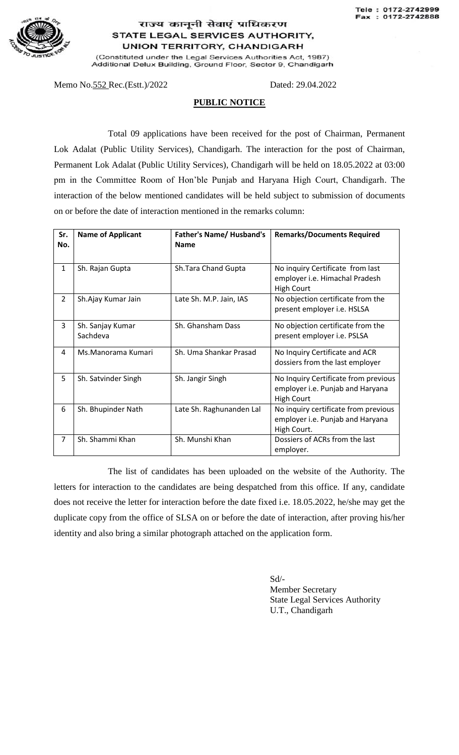Tele : 0172-2742999
Fax : 0172-2742888

# राज्य कानूनी सेवाएं प्राधिकरण
## STATE LEGAL SERVICES AUTHORITY, UNION TERRITORY, CHANDIGARH

(Constituted under the Legal Services Authorities Act, 1987)
Additional Delux Building, Ground Floor, Sector 9, Chandigarh

Memo No.552 Rec.(Estt.)/2022 Dated: 29.04.2022

**PUBLIC NOTICE**

Total 09 applications have been received for the post of Chairman, Permanent Lok Adalat (Public Utility Services), Chandigarh. The interaction for the post of Chairman, Permanent Lok Adalat (Public Utility Services), Chandigarh will be held on 18.05.2022 at 03:00 pm in the Committee Room of Hon'ble Punjab and Haryana High Court, Chandigarh. The interaction of the below mentioned candidates will be held subject to submission of documents on or before the date of interaction mentioned in the remarks column:

| Sr. No. | Name of Applicant | Father's Name/ Husband's Name | Remarks/Documents Required |
|---|---|---|---|
| 1 | Sh. Rajan Gupta | Sh.Tara Chand Gupta | No inquiry Certificate from last employer i.e. Himachal Pradesh High Court |
| 2 | Sh.Ajay Kumar Jain | Late Sh. M.P. Jain, IAS | No objection certificate from the present employer i.e. HSLSA |
| 3 | Sh. Sanjay Kumar Sachdeva | Sh. Ghansham Dass | No objection certificate from the present employer i.e. PSLSA |
| 4 | Ms.Manorama Kumari | Sh. Uma Shankar Prasad | No Inquiry Certificate and ACR dossiers from the last employer |
| 5 | Sh. Satvinder Singh | Sh. Jangir Singh | No Inquiry Certificate from previous employer i.e. Punjab and Haryana High Court |
| 6 | Sh. Bhupinder Nath | Late Sh. Raghunanden Lal | No inquiry certificate from previous employer i.e. Punjab and Haryana High Court. |
| 7 | Sh. Shammi Khan | Sh. Munshi Khan | Dossiers of ACRs from the last employer. |

The list of candidates has been uploaded on the website of the Authority. The letters for interaction to the candidates are being despatched from this office. If any, candidate does not receive the letter for interaction before the date fixed i.e. 18.05.2022, he/she may get the duplicate copy from the office of SLSA on or before the date of interaction, after proving his/her identity and also bring a similar photograph attached on the application form.

Sd/-
Member Secretary
State Legal Services Authority
U.T., Chandigarh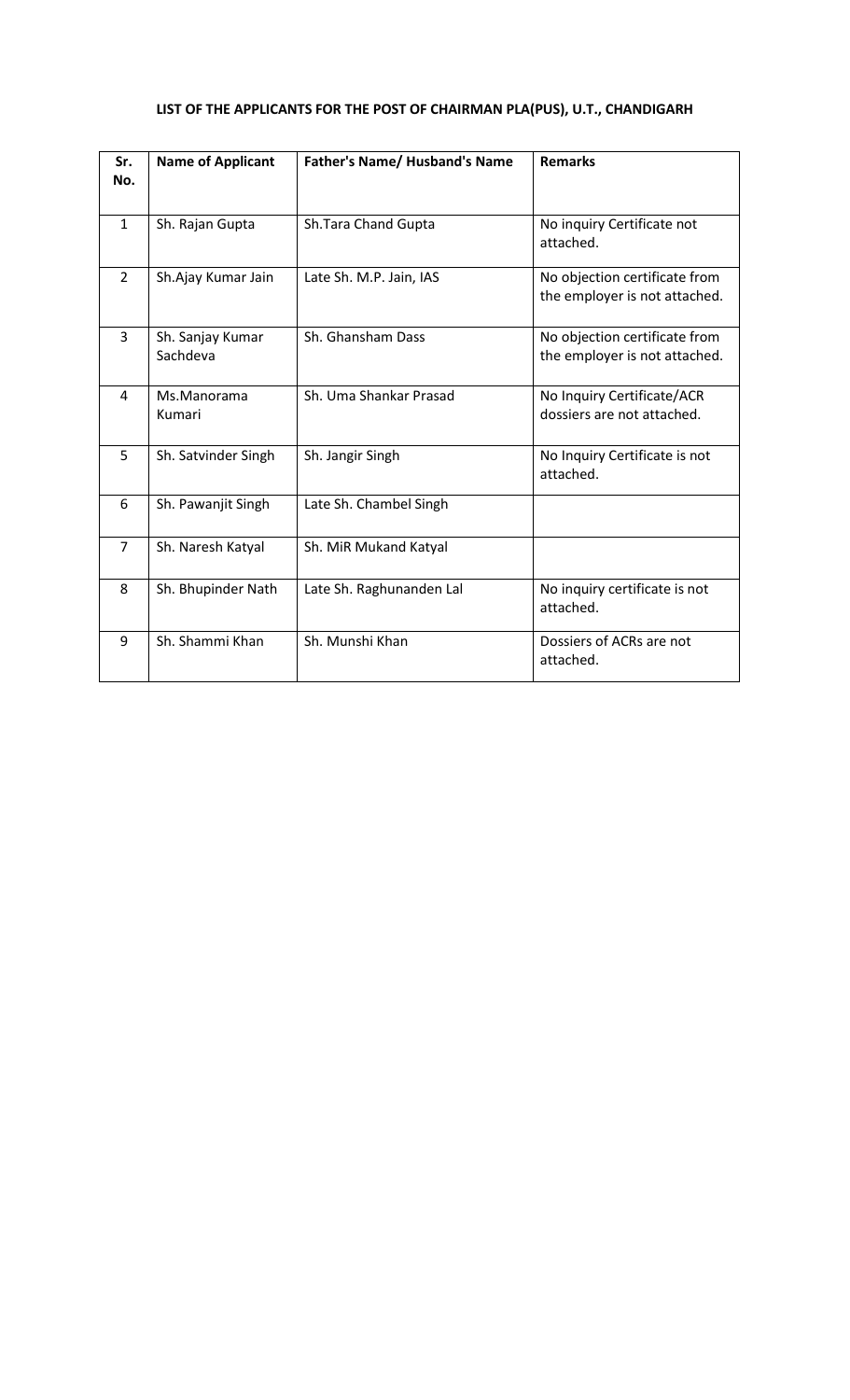**LIST OF THE APPLICANTS FOR THE POST OF CHAIRMAN PLA(PUS), U.T., CHANDIGARH**

| Sr. No. | Name of Applicant | Father's Name/ Husband's Name | Remarks |
|---|---|---|---|
| 1 | Sh. Rajan Gupta | Sh.Tara Chand Gupta | No inquiry Certificate not attached. |
| 2 | Sh.Ajay Kumar Jain | Late Sh. M.P. Jain, IAS | No objection certificate from the employer is not attached. |
| 3 | Sh. Sanjay Kumar Sachdeva | Sh. Ghansham Dass | No objection certificate from the employer is not attached. |
| 4 | Ms.Manorama Kumari | Sh. Uma Shankar Prasad | No Inquiry Certificate/ACR dossiers are not attached. |
| 5 | Sh. Satvinder Singh | Sh. Jangir Singh | No Inquiry Certificate is not attached. |
| 6 | Sh. Pawanjit Singh | Late Sh. Chambel Singh | |
| 7 | Sh. Naresh Katyal | Sh. MiR Mukand Katyal | |
| 8 | Sh. Bhupinder Nath | Late Sh. Raghunanden Lal | No inquiry certificate is not attached. |
| 9 | Sh. Shammi Khan | Sh. Munshi Khan | Dossiers of ACRs are not attached. |